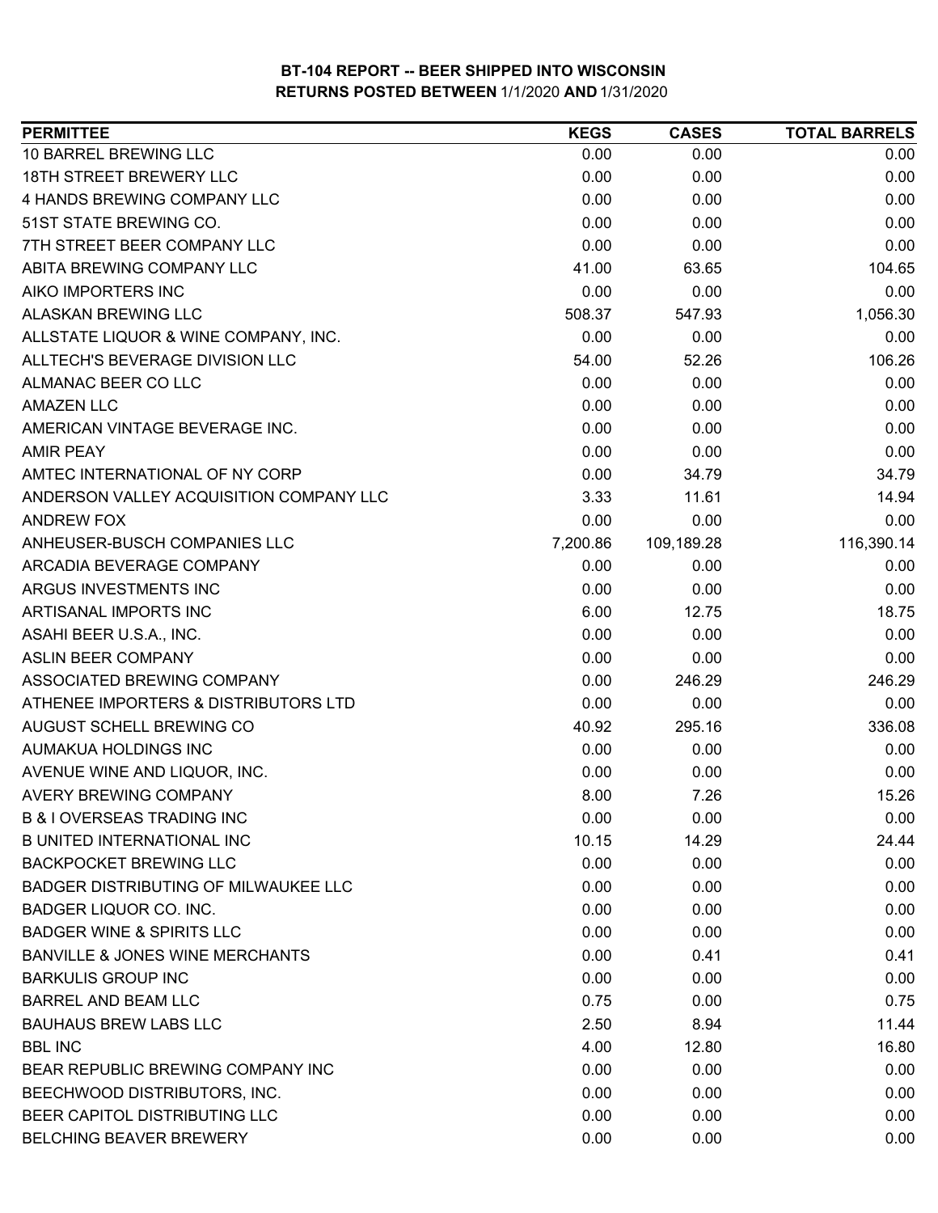# BT-104 REPORT -- BEER SHIPPED INTO WISCONSIN

## RETURNS POSTED BETWEEN 1/1/2020 AND 1/31/2020

| PERMITTEE | KEGS | CASES | TOTAL BARRELS |
|---|---|---|---|
| 10 BARREL BREWING LLC | 0.00 | 0.00 | 0.00 |
| 18TH STREET BREWERY LLC | 0.00 | 0.00 | 0.00 |
| 4 HANDS BREWING COMPANY LLC | 0.00 | 0.00 | 0.00 |
| 51ST STATE BREWING CO. | 0.00 | 0.00 | 0.00 |
| 7TH STREET BEER COMPANY LLC | 0.00 | 0.00 | 0.00 |
| ABITA BREWING COMPANY LLC | 41.00 | 63.65 | 104.65 |
| AIKO IMPORTERS INC | 0.00 | 0.00 | 0.00 |
| ALASKAN BREWING LLC | 508.37 | 547.93 | 1,056.30 |
| ALLSTATE LIQUOR & WINE COMPANY, INC. | 0.00 | 0.00 | 0.00 |
| ALLTECH'S BEVERAGE DIVISION LLC | 54.00 | 52.26 | 106.26 |
| ALMANAC BEER CO LLC | 0.00 | 0.00 | 0.00 |
| AMAZEN LLC | 0.00 | 0.00 | 0.00 |
| AMERICAN VINTAGE BEVERAGE INC. | 0.00 | 0.00 | 0.00 |
| AMIR PEAY | 0.00 | 0.00 | 0.00 |
| AMTEC INTERNATIONAL OF NY CORP | 0.00 | 34.79 | 34.79 |
| ANDERSON VALLEY ACQUISITION COMPANY LLC | 3.33 | 11.61 | 14.94 |
| ANDREW FOX | 0.00 | 0.00 | 0.00 |
| ANHEUSER-BUSCH COMPANIES LLC | 7,200.86 | 109,189.28 | 116,390.14 |
| ARCADIA BEVERAGE COMPANY | 0.00 | 0.00 | 0.00 |
| ARGUS INVESTMENTS INC | 0.00 | 0.00 | 0.00 |
| ARTISANAL IMPORTS INC | 6.00 | 12.75 | 18.75 |
| ASAHI BEER U.S.A., INC. | 0.00 | 0.00 | 0.00 |
| ASLIN BEER COMPANY | 0.00 | 0.00 | 0.00 |
| ASSOCIATED BREWING COMPANY | 0.00 | 246.29 | 246.29 |
| ATHENEE IMPORTERS & DISTRIBUTORS LTD | 0.00 | 0.00 | 0.00 |
| AUGUST SCHELL BREWING CO | 40.92 | 295.16 | 336.08 |
| AUMAKUA HOLDINGS INC | 0.00 | 0.00 | 0.00 |
| AVENUE WINE AND LIQUOR, INC. | 0.00 | 0.00 | 0.00 |
| AVERY BREWING COMPANY | 8.00 | 7.26 | 15.26 |
| B & I OVERSEAS TRADING INC | 0.00 | 0.00 | 0.00 |
| B UNITED INTERNATIONAL INC | 10.15 | 14.29 | 24.44 |
| BACKPOCKET BREWING LLC | 0.00 | 0.00 | 0.00 |
| BADGER DISTRIBUTING OF MILWAUKEE LLC | 0.00 | 0.00 | 0.00 |
| BADGER LIQUOR CO. INC. | 0.00 | 0.00 | 0.00 |
| BADGER WINE & SPIRITS LLC | 0.00 | 0.00 | 0.00 |
| BANVILLE & JONES WINE MERCHANTS | 0.00 | 0.41 | 0.41 |
| BARKULIS GROUP INC | 0.00 | 0.00 | 0.00 |
| BARREL AND BEAM LLC | 0.75 | 0.00 | 0.75 |
| BAUHAUS BREW LABS LLC | 2.50 | 8.94 | 11.44 |
| BBL INC | 4.00 | 12.80 | 16.80 |
| BEAR REPUBLIC BREWING COMPANY INC | 0.00 | 0.00 | 0.00 |
| BEECHWOOD DISTRIBUTORS, INC. | 0.00 | 0.00 | 0.00 |
| BEER CAPITOL DISTRIBUTING LLC | 0.00 | 0.00 | 0.00 |
| BELCHING BEAVER BREWERY | 0.00 | 0.00 | 0.00 |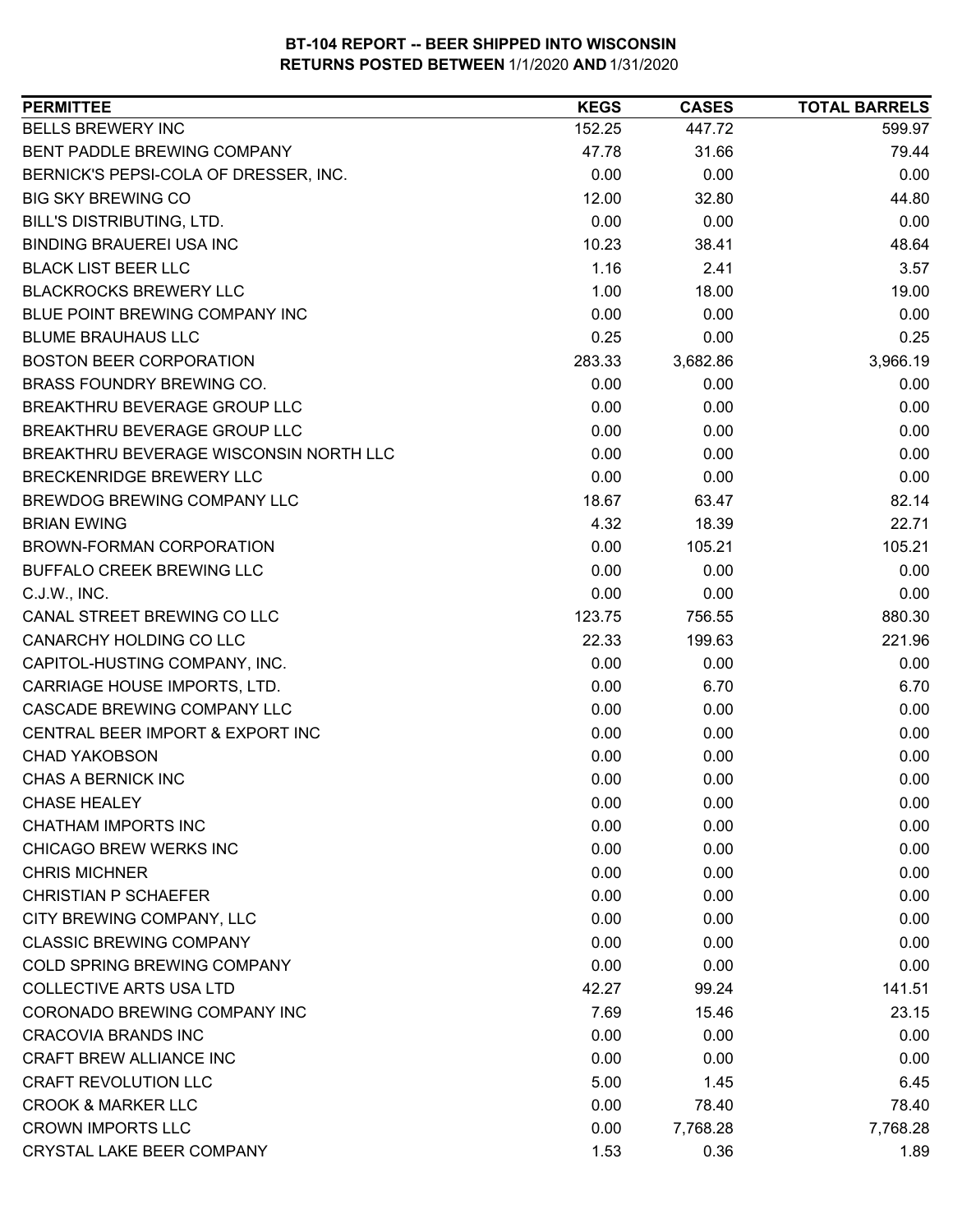**BT-104 REPORT -- BEER SHIPPED INTO WISCONSIN**
**RETURNS POSTED BETWEEN 1/1/2020 AND 1/31/2020**

| PERMITTEE | KEGS | CASES | TOTAL BARRELS |
|---|---|---|---|
| BELLS BREWERY INC | 152.25 | 447.72 | 599.97 |
| BENT PADDLE BREWING COMPANY | 47.78 | 31.66 | 79.44 |
| BERNICK'S PEPSI-COLA OF DRESSER, INC. | 0.00 | 0.00 | 0.00 |
| BIG SKY BREWING CO | 12.00 | 32.80 | 44.80 |
| BILL'S DISTRIBUTING, LTD. | 0.00 | 0.00 | 0.00 |
| BINDING BRAUEREI USA INC | 10.23 | 38.41 | 48.64 |
| BLACK LIST BEER LLC | 1.16 | 2.41 | 3.57 |
| BLACKROCKS BREWERY LLC | 1.00 | 18.00 | 19.00 |
| BLUE POINT BREWING COMPANY INC | 0.00 | 0.00 | 0.00 |
| BLUME BRAUHAUS LLC | 0.25 | 0.00 | 0.25 |
| BOSTON BEER CORPORATION | 283.33 | 3,682.86 | 3,966.19 |
| BRASS FOUNDRY BREWING CO. | 0.00 | 0.00 | 0.00 |
| BREAKTHRU BEVERAGE GROUP LLC | 0.00 | 0.00 | 0.00 |
| BREAKTHRU BEVERAGE GROUP LLC | 0.00 | 0.00 | 0.00 |
| BREAKTHRU BEVERAGE WISCONSIN NORTH LLC | 0.00 | 0.00 | 0.00 |
| BRECKENRIDGE BREWERY LLC | 0.00 | 0.00 | 0.00 |
| BREWDOG BREWING COMPANY LLC | 18.67 | 63.47 | 82.14 |
| BRIAN EWING | 4.32 | 18.39 | 22.71 |
| BROWN-FORMAN CORPORATION | 0.00 | 105.21 | 105.21 |
| BUFFALO CREEK BREWING LLC | 0.00 | 0.00 | 0.00 |
| C.J.W., INC. | 0.00 | 0.00 | 0.00 |
| CANAL STREET BREWING CO LLC | 123.75 | 756.55 | 880.30 |
| CANARCHY HOLDING CO LLC | 22.33 | 199.63 | 221.96 |
| CAPITOL-HUSTING COMPANY, INC. | 0.00 | 0.00 | 0.00 |
| CARRIAGE HOUSE IMPORTS, LTD. | 0.00 | 6.70 | 6.70 |
| CASCADE BREWING COMPANY LLC | 0.00 | 0.00 | 0.00 |
| CENTRAL BEER IMPORT & EXPORT INC | 0.00 | 0.00 | 0.00 |
| CHAD YAKOBSON | 0.00 | 0.00 | 0.00 |
| CHAS A BERNICK INC | 0.00 | 0.00 | 0.00 |
| CHASE HEALEY | 0.00 | 0.00 | 0.00 |
| CHATHAM IMPORTS INC | 0.00 | 0.00 | 0.00 |
| CHICAGO BREW WERKS INC | 0.00 | 0.00 | 0.00 |
| CHRIS MICHNER | 0.00 | 0.00 | 0.00 |
| CHRISTIAN P SCHAEFER | 0.00 | 0.00 | 0.00 |
| CITY BREWING COMPANY, LLC | 0.00 | 0.00 | 0.00 |
| CLASSIC BREWING COMPANY | 0.00 | 0.00 | 0.00 |
| COLD SPRING BREWING COMPANY | 0.00 | 0.00 | 0.00 |
| COLLECTIVE ARTS USA LTD | 42.27 | 99.24 | 141.51 |
| CORONADO BREWING COMPANY INC | 7.69 | 15.46 | 23.15 |
| CRACOVIA BRANDS INC | 0.00 | 0.00 | 0.00 |
| CRAFT BREW ALLIANCE INC | 0.00 | 0.00 | 0.00 |
| CRAFT REVOLUTION LLC | 5.00 | 1.45 | 6.45 |
| CROOK & MARKER LLC | 0.00 | 78.40 | 78.40 |
| CROWN IMPORTS LLC | 0.00 | 7,768.28 | 7,768.28 |
| CRYSTAL LAKE BEER COMPANY | 1.53 | 0.36 | 1.89 |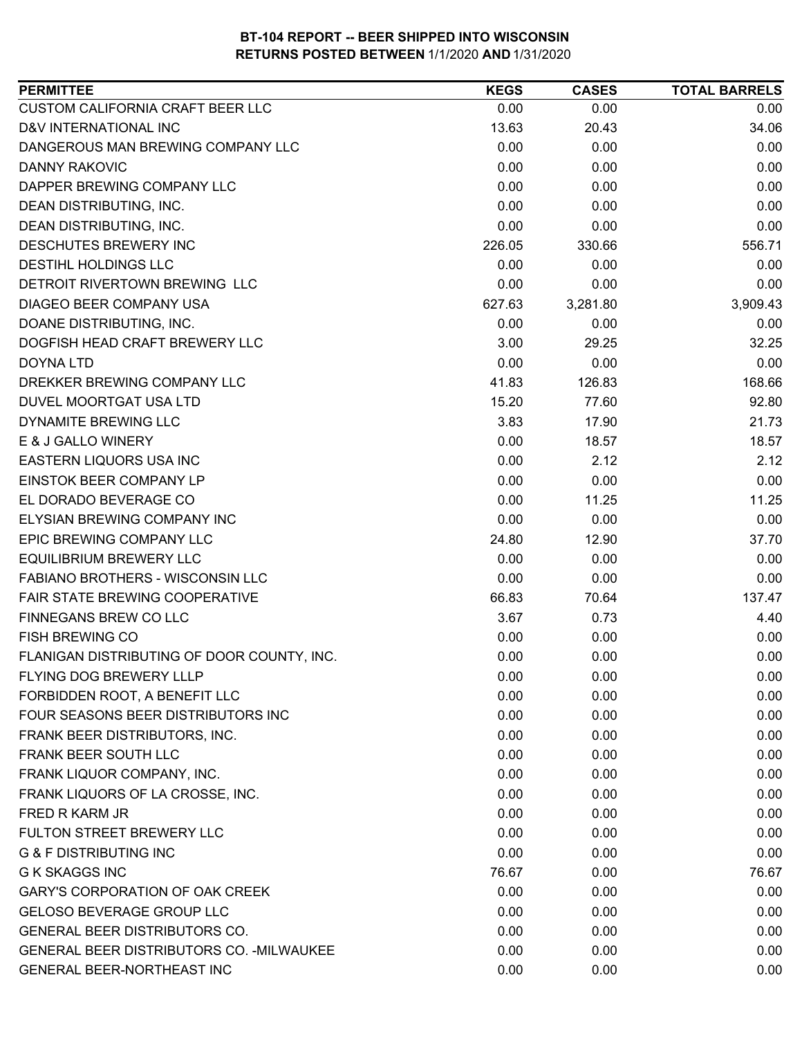**BT-104 REPORT -- BEER SHIPPED INTO WISCONSIN**
**RETURNS POSTED BETWEEN 1/1/2020 AND 1/31/2020**

| PERMITTEE | KEGS | CASES | TOTAL BARRELS |
|---|---|---|---|
| CUSTOM CALIFORNIA CRAFT BEER LLC | 0.00 | 0.00 | 0.00 |
| D&V INTERNATIONAL INC | 13.63 | 20.43 | 34.06 |
| DANGEROUS MAN BREWING COMPANY LLC | 0.00 | 0.00 | 0.00 |
| DANNY RAKOVIC | 0.00 | 0.00 | 0.00 |
| DAPPER BREWING COMPANY LLC | 0.00 | 0.00 | 0.00 |
| DEAN DISTRIBUTING, INC. | 0.00 | 0.00 | 0.00 |
| DEAN DISTRIBUTING, INC. | 0.00 | 0.00 | 0.00 |
| DESCHUTES BREWERY INC | 226.05 | 330.66 | 556.71 |
| DESTIHL HOLDINGS LLC | 0.00 | 0.00 | 0.00 |
| DETROIT RIVERTOWN BREWING LLC | 0.00 | 0.00 | 0.00 |
| DIAGEO BEER COMPANY USA | 627.63 | 3,281.80 | 3,909.43 |
| DOANE DISTRIBUTING, INC. | 0.00 | 0.00 | 0.00 |
| DOGFISH HEAD CRAFT BREWERY LLC | 3.00 | 29.25 | 32.25 |
| DOYNA LTD | 0.00 | 0.00 | 0.00 |
| DREKKER BREWING COMPANY LLC | 41.83 | 126.83 | 168.66 |
| DUVEL MOORTGAT USA LTD | 15.20 | 77.60 | 92.80 |
| DYNAMITE BREWING LLC | 3.83 | 17.90 | 21.73 |
| E & J GALLO WINERY | 0.00 | 18.57 | 18.57 |
| EASTERN LIQUORS USA INC | 0.00 | 2.12 | 2.12 |
| EINSTOK BEER COMPANY LP | 0.00 | 0.00 | 0.00 |
| EL DORADO BEVERAGE CO | 0.00 | 11.25 | 11.25 |
| ELYSIAN BREWING COMPANY INC | 0.00 | 0.00 | 0.00 |
| EPIC BREWING COMPANY LLC | 24.80 | 12.90 | 37.70 |
| EQUILIBRIUM BREWERY LLC | 0.00 | 0.00 | 0.00 |
| FABIANO BROTHERS - WISCONSIN LLC | 0.00 | 0.00 | 0.00 |
| FAIR STATE BREWING COOPERATIVE | 66.83 | 70.64 | 137.47 |
| FINNEGANS BREW CO LLC | 3.67 | 0.73 | 4.40 |
| FISH BREWING CO | 0.00 | 0.00 | 0.00 |
| FLANIGAN DISTRIBUTING OF DOOR COUNTY, INC. | 0.00 | 0.00 | 0.00 |
| FLYING DOG BREWERY LLLP | 0.00 | 0.00 | 0.00 |
| FORBIDDEN ROOT, A BENEFIT LLC | 0.00 | 0.00 | 0.00 |
| FOUR SEASONS BEER DISTRIBUTORS INC | 0.00 | 0.00 | 0.00 |
| FRANK BEER DISTRIBUTORS, INC. | 0.00 | 0.00 | 0.00 |
| FRANK BEER SOUTH LLC | 0.00 | 0.00 | 0.00 |
| FRANK LIQUOR COMPANY, INC. | 0.00 | 0.00 | 0.00 |
| FRANK LIQUORS OF LA CROSSE, INC. | 0.00 | 0.00 | 0.00 |
| FRED R KARM JR | 0.00 | 0.00 | 0.00 |
| FULTON STREET BREWERY LLC | 0.00 | 0.00 | 0.00 |
| G & F DISTRIBUTING INC | 0.00 | 0.00 | 0.00 |
| G K SKAGGS INC | 76.67 | 0.00 | 76.67 |
| GARY'S CORPORATION OF OAK CREEK | 0.00 | 0.00 | 0.00 |
| GELOSO BEVERAGE GROUP LLC | 0.00 | 0.00 | 0.00 |
| GENERAL BEER DISTRIBUTORS CO. | 0.00 | 0.00 | 0.00 |
| GENERAL BEER DISTRIBUTORS CO. -MILWAUKEE | 0.00 | 0.00 | 0.00 |
| GENERAL BEER-NORTHEAST INC | 0.00 | 0.00 | 0.00 |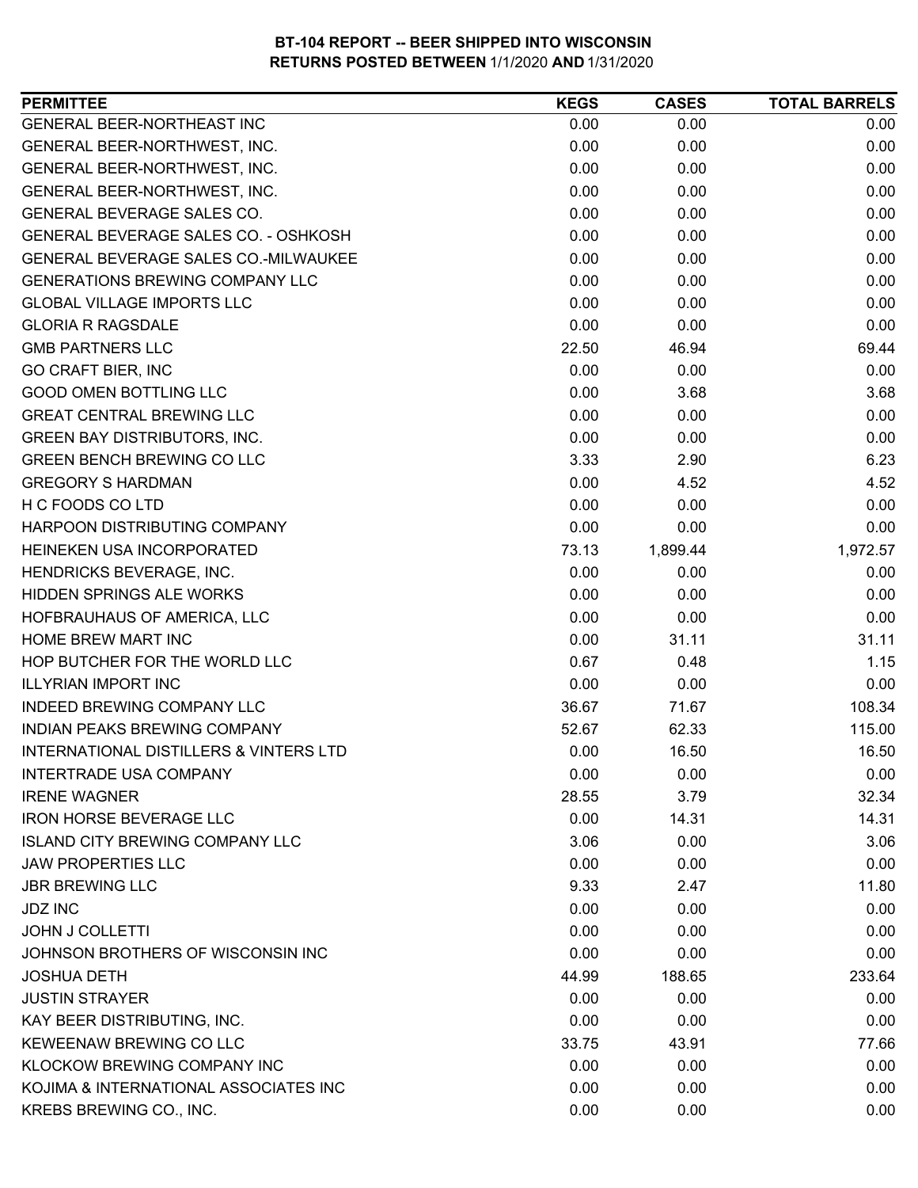**BT-104 REPORT -- BEER SHIPPED INTO WISCONSIN**
**RETURNS POSTED BETWEEN 1/1/2020 AND 1/31/2020**

| PERMITTEE | KEGS | CASES | TOTAL BARRELS |
|---|---|---|---|
| GENERAL BEER-NORTHEAST INC | 0.00 | 0.00 | 0.00 |
| GENERAL BEER-NORTHWEST, INC. | 0.00 | 0.00 | 0.00 |
| GENERAL BEER-NORTHWEST, INC. | 0.00 | 0.00 | 0.00 |
| GENERAL BEER-NORTHWEST, INC. | 0.00 | 0.00 | 0.00 |
| GENERAL BEVERAGE SALES CO. | 0.00 | 0.00 | 0.00 |
| GENERAL BEVERAGE SALES CO. - OSHKOSH | 0.00 | 0.00 | 0.00 |
| GENERAL BEVERAGE SALES CO.-MILWAUKEE | 0.00 | 0.00 | 0.00 |
| GENERATIONS BREWING COMPANY LLC | 0.00 | 0.00 | 0.00 |
| GLOBAL VILLAGE IMPORTS LLC | 0.00 | 0.00 | 0.00 |
| GLORIA R RAGSDALE | 0.00 | 0.00 | 0.00 |
| GMB PARTNERS LLC | 22.50 | 46.94 | 69.44 |
| GO CRAFT BIER, INC | 0.00 | 0.00 | 0.00 |
| GOOD OMEN BOTTLING LLC | 0.00 | 3.68 | 3.68 |
| GREAT CENTRAL BREWING LLC | 0.00 | 0.00 | 0.00 |
| GREEN BAY DISTRIBUTORS, INC. | 0.00 | 0.00 | 0.00 |
| GREEN BENCH BREWING CO LLC | 3.33 | 2.90 | 6.23 |
| GREGORY S HARDMAN | 0.00 | 4.52 | 4.52 |
| H C FOODS CO LTD | 0.00 | 0.00 | 0.00 |
| HARPOON DISTRIBUTING COMPANY | 0.00 | 0.00 | 0.00 |
| HEINEKEN USA INCORPORATED | 73.13 | 1,899.44 | 1,972.57 |
| HENDRICKS BEVERAGE, INC. | 0.00 | 0.00 | 0.00 |
| HIDDEN SPRINGS ALE WORKS | 0.00 | 0.00 | 0.00 |
| HOFBRAUHAUS OF AMERICA, LLC | 0.00 | 0.00 | 0.00 |
| HOME BREW MART INC | 0.00 | 31.11 | 31.11 |
| HOP BUTCHER FOR THE WORLD LLC | 0.67 | 0.48 | 1.15 |
| ILLYRIAN IMPORT INC | 0.00 | 0.00 | 0.00 |
| INDEED BREWING COMPANY LLC | 36.67 | 71.67 | 108.34 |
| INDIAN PEAKS BREWING COMPANY | 52.67 | 62.33 | 115.00 |
| INTERNATIONAL DISTILLERS & VINTERS LTD | 0.00 | 16.50 | 16.50 |
| INTERTRADE USA COMPANY | 0.00 | 0.00 | 0.00 |
| IRENE WAGNER | 28.55 | 3.79 | 32.34 |
| IRON HORSE BEVERAGE LLC | 0.00 | 14.31 | 14.31 |
| ISLAND CITY BREWING COMPANY LLC | 3.06 | 0.00 | 3.06 |
| JAW PROPERTIES LLC | 0.00 | 0.00 | 0.00 |
| JBR BREWING LLC | 9.33 | 2.47 | 11.80 |
| JDZ INC | 0.00 | 0.00 | 0.00 |
| JOHN J COLLETTI | 0.00 | 0.00 | 0.00 |
| JOHNSON BROTHERS OF WISCONSIN INC | 0.00 | 0.00 | 0.00 |
| JOSHUA DETH | 44.99 | 188.65 | 233.64 |
| JUSTIN STRAYER | 0.00 | 0.00 | 0.00 |
| KAY BEER DISTRIBUTING, INC. | 0.00 | 0.00 | 0.00 |
| KEWEENAW BREWING CO LLC | 33.75 | 43.91 | 77.66 |
| KLOCKOW BREWING COMPANY INC | 0.00 | 0.00 | 0.00 |
| KOJIMA & INTERNATIONAL ASSOCIATES INC | 0.00 | 0.00 | 0.00 |
| KREBS BREWING CO., INC. | 0.00 | 0.00 | 0.00 |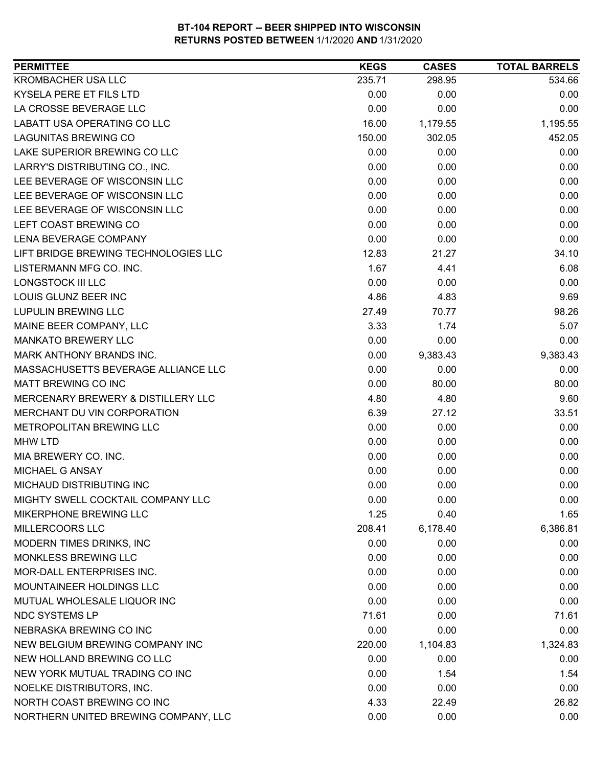**BT-104 REPORT -- BEER SHIPPED INTO WISCONSIN**
**RETURNS POSTED BETWEEN 1/1/2020 AND 1/31/2020**

| PERMITTEE | KEGS | CASES | TOTAL BARRELS |
|---|---|---|---|
| KROMBACHER USA LLC | 235.71 | 298.95 | 534.66 |
| KYSELA PERE ET FILS LTD | 0.00 | 0.00 | 0.00 |
| LA CROSSE BEVERAGE LLC | 0.00 | 0.00 | 0.00 |
| LABATT USA OPERATING CO LLC | 16.00 | 1,179.55 | 1,195.55 |
| LAGUNITAS BREWING CO | 150.00 | 302.05 | 452.05 |
| LAKE SUPERIOR BREWING CO LLC | 0.00 | 0.00 | 0.00 |
| LARRY'S DISTRIBUTING CO., INC. | 0.00 | 0.00 | 0.00 |
| LEE BEVERAGE OF WISCONSIN LLC | 0.00 | 0.00 | 0.00 |
| LEE BEVERAGE OF WISCONSIN LLC | 0.00 | 0.00 | 0.00 |
| LEE BEVERAGE OF WISCONSIN LLC | 0.00 | 0.00 | 0.00 |
| LEFT COAST BREWING CO | 0.00 | 0.00 | 0.00 |
| LENA BEVERAGE COMPANY | 0.00 | 0.00 | 0.00 |
| LIFT BRIDGE BREWING TECHNOLOGIES LLC | 12.83 | 21.27 | 34.10 |
| LISTERMANN MFG CO. INC. | 1.67 | 4.41 | 6.08 |
| LONGSTOCK III LLC | 0.00 | 0.00 | 0.00 |
| LOUIS GLUNZ BEER INC | 4.86 | 4.83 | 9.69 |
| LUPULIN BREWING LLC | 27.49 | 70.77 | 98.26 |
| MAINE BEER COMPANY, LLC | 3.33 | 1.74 | 5.07 |
| MANKATO BREWERY LLC | 0.00 | 0.00 | 0.00 |
| MARK ANTHONY BRANDS INC. | 0.00 | 9,383.43 | 9,383.43 |
| MASSACHUSETTS BEVERAGE ALLIANCE LLC | 0.00 | 0.00 | 0.00 |
| MATT BREWING CO INC | 0.00 | 80.00 | 80.00 |
| MERCENARY BREWERY & DISTILLERY LLC | 4.80 | 4.80 | 9.60 |
| MERCHANT DU VIN CORPORATION | 6.39 | 27.12 | 33.51 |
| METROPOLITAN BREWING LLC | 0.00 | 0.00 | 0.00 |
| MHW LTD | 0.00 | 0.00 | 0.00 |
| MIA BREWERY CO. INC. | 0.00 | 0.00 | 0.00 |
| MICHAEL G ANSAY | 0.00 | 0.00 | 0.00 |
| MICHAUD DISTRIBUTING INC | 0.00 | 0.00 | 0.00 |
| MIGHTY SWELL COCKTAIL COMPANY LLC | 0.00 | 0.00 | 0.00 |
| MIKERPHONE BREWING LLC | 1.25 | 0.40 | 1.65 |
| MILLERCOORS LLC | 208.41 | 6,178.40 | 6,386.81 |
| MODERN TIMES DRINKS, INC | 0.00 | 0.00 | 0.00 |
| MONKLESS BREWING LLC | 0.00 | 0.00 | 0.00 |
| MOR-DALL ENTERPRISES INC. | 0.00 | 0.00 | 0.00 |
| MOUNTAINEER HOLDINGS LLC | 0.00 | 0.00 | 0.00 |
| MUTUAL WHOLESALE LIQUOR INC | 0.00 | 0.00 | 0.00 |
| NDC SYSTEMS LP | 71.61 | 0.00 | 71.61 |
| NEBRASKA BREWING CO INC | 0.00 | 0.00 | 0.00 |
| NEW BELGIUM BREWING COMPANY INC | 220.00 | 1,104.83 | 1,324.83 |
| NEW HOLLAND BREWING CO LLC | 0.00 | 0.00 | 0.00 |
| NEW YORK MUTUAL TRADING CO INC | 0.00 | 1.54 | 1.54 |
| NOELKE DISTRIBUTORS, INC. | 0.00 | 0.00 | 0.00 |
| NORTH COAST BREWING CO INC | 4.33 | 22.49 | 26.82 |
| NORTHERN UNITED BREWING COMPANY, LLC | 0.00 | 0.00 | 0.00 |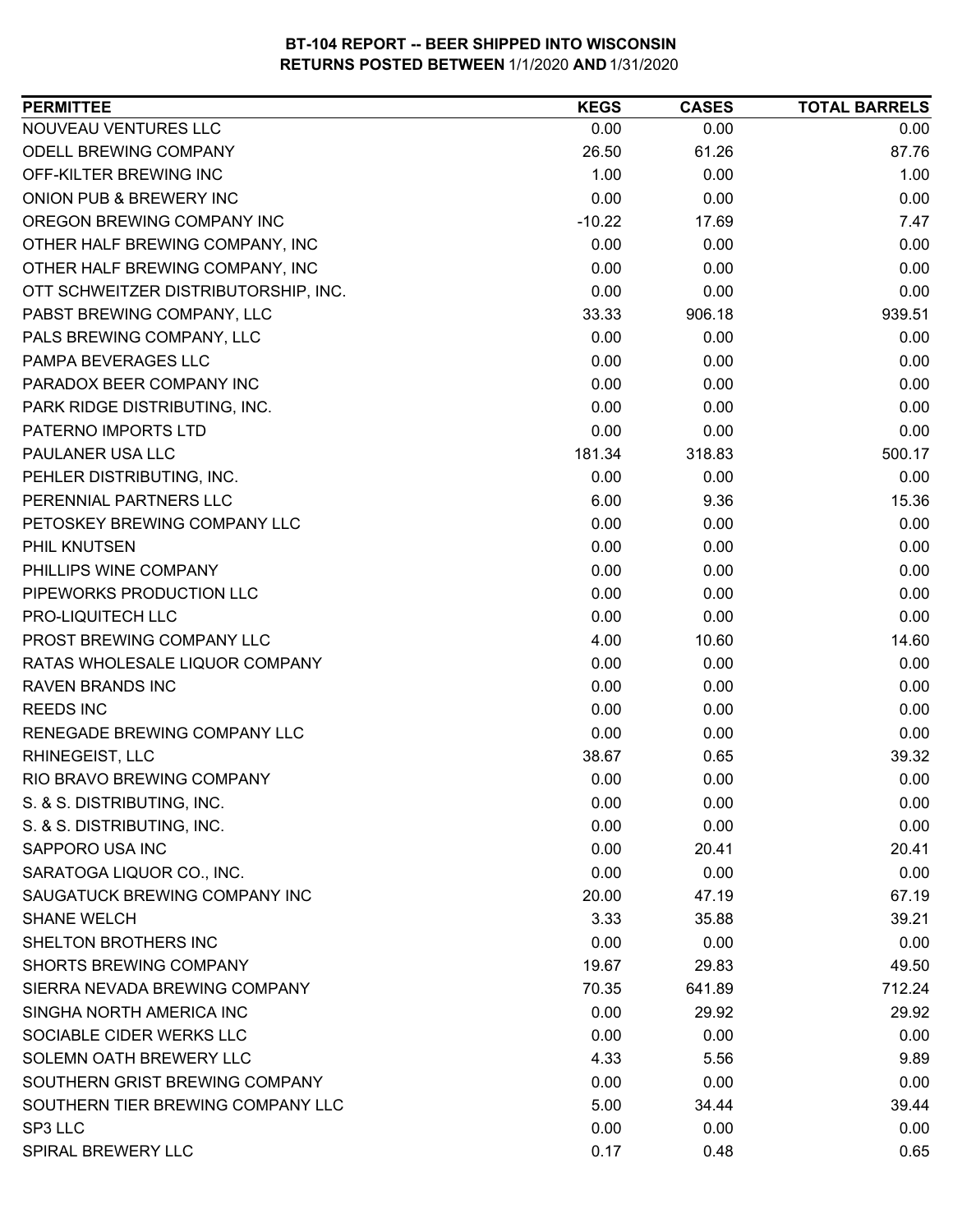**BT-104 REPORT -- BEER SHIPPED INTO WISCONSIN**
**RETURNS POSTED BETWEEN 1/1/2020 AND 1/31/2020**

| PERMITTEE | KEGS | CASES | TOTAL BARRELS |
|---|---|---|---|
| NOUVEAU VENTURES LLC | 0.00 | 0.00 | 0.00 |
| ODELL BREWING COMPANY | 26.50 | 61.26 | 87.76 |
| OFF-KILTER BREWING INC | 1.00 | 0.00 | 1.00 |
| ONION PUB & BREWERY INC | 0.00 | 0.00 | 0.00 |
| OREGON BREWING COMPANY INC | -10.22 | 17.69 | 7.47 |
| OTHER HALF BREWING COMPANY, INC | 0.00 | 0.00 | 0.00 |
| OTHER HALF BREWING COMPANY, INC | 0.00 | 0.00 | 0.00 |
| OTT SCHWEITZER DISTRIBUTORSHIP, INC. | 0.00 | 0.00 | 0.00 |
| PABST BREWING COMPANY, LLC | 33.33 | 906.18 | 939.51 |
| PALS BREWING COMPANY, LLC | 0.00 | 0.00 | 0.00 |
| PAMPA BEVERAGES LLC | 0.00 | 0.00 | 0.00 |
| PARADOX BEER COMPANY INC | 0.00 | 0.00 | 0.00 |
| PARK RIDGE DISTRIBUTING, INC. | 0.00 | 0.00 | 0.00 |
| PATERNO IMPORTS LTD | 0.00 | 0.00 | 0.00 |
| PAULANER USA LLC | 181.34 | 318.83 | 500.17 |
| PEHLER DISTRIBUTING, INC. | 0.00 | 0.00 | 0.00 |
| PERENNIAL PARTNERS LLC | 6.00 | 9.36 | 15.36 |
| PETOSKEY BREWING COMPANY LLC | 0.00 | 0.00 | 0.00 |
| PHIL KNUTSEN | 0.00 | 0.00 | 0.00 |
| PHILLIPS WINE COMPANY | 0.00 | 0.00 | 0.00 |
| PIPEWORKS PRODUCTION LLC | 0.00 | 0.00 | 0.00 |
| PRO-LIQUITECH LLC | 0.00 | 0.00 | 0.00 |
| PROST BREWING COMPANY LLC | 4.00 | 10.60 | 14.60 |
| RATAS WHOLESALE LIQUOR COMPANY | 0.00 | 0.00 | 0.00 |
| RAVEN BRANDS INC | 0.00 | 0.00 | 0.00 |
| REEDS INC | 0.00 | 0.00 | 0.00 |
| RENEGADE BREWING COMPANY LLC | 0.00 | 0.00 | 0.00 |
| RHINEGEIST, LLC | 38.67 | 0.65 | 39.32 |
| RIO BRAVO BREWING COMPANY | 0.00 | 0.00 | 0.00 |
| S. & S. DISTRIBUTING, INC. | 0.00 | 0.00 | 0.00 |
| S. & S. DISTRIBUTING, INC. | 0.00 | 0.00 | 0.00 |
| SAPPORO USA INC | 0.00 | 20.41 | 20.41 |
| SARATOGA LIQUOR CO., INC. | 0.00 | 0.00 | 0.00 |
| SAUGATUCK BREWING COMPANY INC | 20.00 | 47.19 | 67.19 |
| SHANE WELCH | 3.33 | 35.88 | 39.21 |
| SHELTON BROTHERS INC | 0.00 | 0.00 | 0.00 |
| SHORTS BREWING COMPANY | 19.67 | 29.83 | 49.50 |
| SIERRA NEVADA BREWING COMPANY | 70.35 | 641.89 | 712.24 |
| SINGHA NORTH AMERICA INC | 0.00 | 29.92 | 29.92 |
| SOCIABLE CIDER WERKS LLC | 0.00 | 0.00 | 0.00 |
| SOLEMN OATH BREWERY LLC | 4.33 | 5.56 | 9.89 |
| SOUTHERN GRIST BREWING COMPANY | 0.00 | 0.00 | 0.00 |
| SOUTHERN TIER BREWING COMPANY LLC | 5.00 | 34.44 | 39.44 |
| SP3 LLC | 0.00 | 0.00 | 0.00 |
| SPIRAL BREWERY LLC | 0.17 | 0.48 | 0.65 |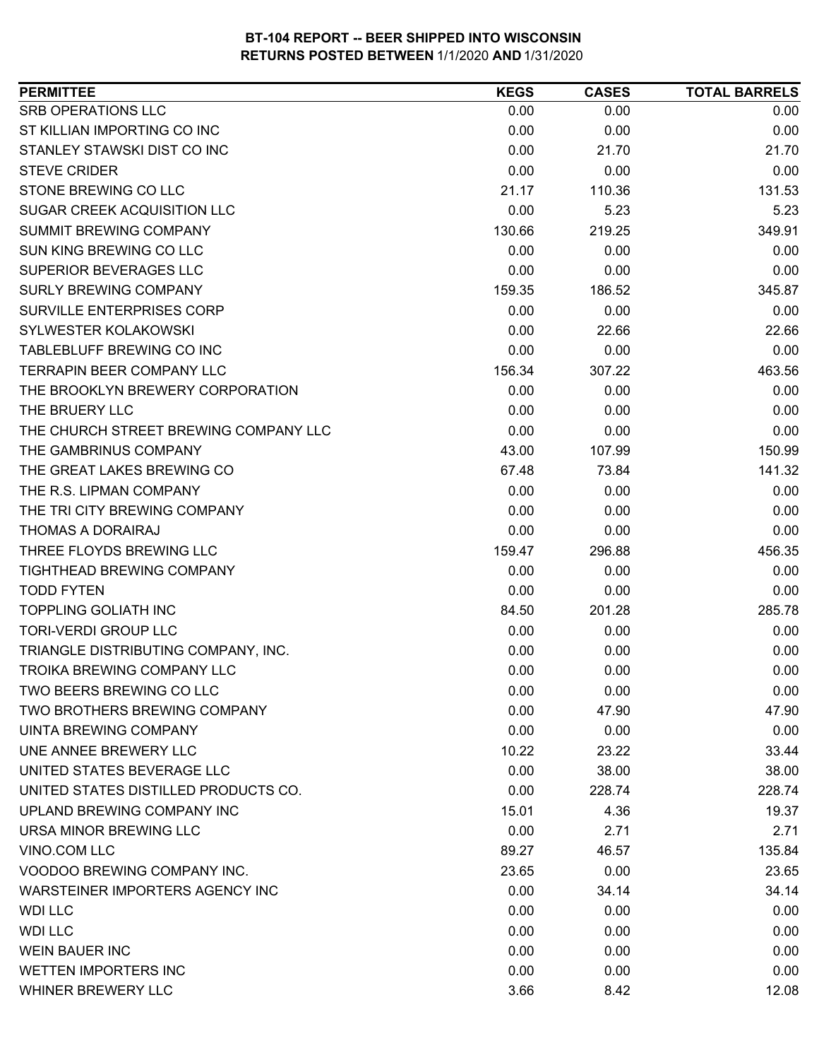**BT-104 REPORT -- BEER SHIPPED INTO WISCONSIN**
**RETURNS POSTED BETWEEN 1/1/2020 AND 1/31/2020**

| PERMITTEE | KEGS | CASES | TOTAL BARRELS |
|---|---|---|---|
| SRB OPERATIONS LLC | 0.00 | 0.00 | 0.00 |
| ST KILLIAN IMPORTING CO INC | 0.00 | 0.00 | 0.00 |
| STANLEY STAWSKI DIST CO INC | 0.00 | 21.70 | 21.70 |
| STEVE CRIDER | 0.00 | 0.00 | 0.00 |
| STONE BREWING CO LLC | 21.17 | 110.36 | 131.53 |
| SUGAR CREEK ACQUISITION LLC | 0.00 | 5.23 | 5.23 |
| SUMMIT BREWING COMPANY | 130.66 | 219.25 | 349.91 |
| SUN KING BREWING CO LLC | 0.00 | 0.00 | 0.00 |
| SUPERIOR BEVERAGES LLC | 0.00 | 0.00 | 0.00 |
| SURLY BREWING COMPANY | 159.35 | 186.52 | 345.87 |
| SURVILLE ENTERPRISES CORP | 0.00 | 0.00 | 0.00 |
| SYLWESTER KOLAKOWSKI | 0.00 | 22.66 | 22.66 |
| TABLEBLUFF BREWING CO INC | 0.00 | 0.00 | 0.00 |
| TERRAPIN BEER COMPANY LLC | 156.34 | 307.22 | 463.56 |
| THE BROOKLYN BREWERY CORPORATION | 0.00 | 0.00 | 0.00 |
| THE BRUERY LLC | 0.00 | 0.00 | 0.00 |
| THE CHURCH STREET BREWING COMPANY LLC | 0.00 | 0.00 | 0.00 |
| THE GAMBRINUS COMPANY | 43.00 | 107.99 | 150.99 |
| THE GREAT LAKES BREWING CO | 67.48 | 73.84 | 141.32 |
| THE R.S. LIPMAN COMPANY | 0.00 | 0.00 | 0.00 |
| THE TRI CITY BREWING COMPANY | 0.00 | 0.00 | 0.00 |
| THOMAS A DORAIRAJ | 0.00 | 0.00 | 0.00 |
| THREE FLOYDS BREWING LLC | 159.47 | 296.88 | 456.35 |
| TIGHTHEAD BREWING COMPANY | 0.00 | 0.00 | 0.00 |
| TODD FYTEN | 0.00 | 0.00 | 0.00 |
| TOPPLING GOLIATH INC | 84.50 | 201.28 | 285.78 |
| TORI-VERDI GROUP LLC | 0.00 | 0.00 | 0.00 |
| TRIANGLE DISTRIBUTING COMPANY, INC. | 0.00 | 0.00 | 0.00 |
| TROIKA BREWING COMPANY LLC | 0.00 | 0.00 | 0.00 |
| TWO BEERS BREWING CO LLC | 0.00 | 0.00 | 0.00 |
| TWO BROTHERS BREWING COMPANY | 0.00 | 47.90 | 47.90 |
| UINTA BREWING COMPANY | 0.00 | 0.00 | 0.00 |
| UNE ANNEE BREWERY LLC | 10.22 | 23.22 | 33.44 |
| UNITED STATES BEVERAGE LLC | 0.00 | 38.00 | 38.00 |
| UNITED STATES DISTILLED PRODUCTS CO. | 0.00 | 228.74 | 228.74 |
| UPLAND BREWING COMPANY INC | 15.01 | 4.36 | 19.37 |
| URSA MINOR BREWING LLC | 0.00 | 2.71 | 2.71 |
| VINO.COM LLC | 89.27 | 46.57 | 135.84 |
| VOODOO BREWING COMPANY INC. | 23.65 | 0.00 | 23.65 |
| WARSTEINER IMPORTERS AGENCY INC | 0.00 | 34.14 | 34.14 |
| WDI LLC | 0.00 | 0.00 | 0.00 |
| WDI LLC | 0.00 | 0.00 | 0.00 |
| WEIN BAUER INC | 0.00 | 0.00 | 0.00 |
| WETTEN IMPORTERS INC | 0.00 | 0.00 | 0.00 |
| WHINER BREWERY LLC | 3.66 | 8.42 | 12.08 |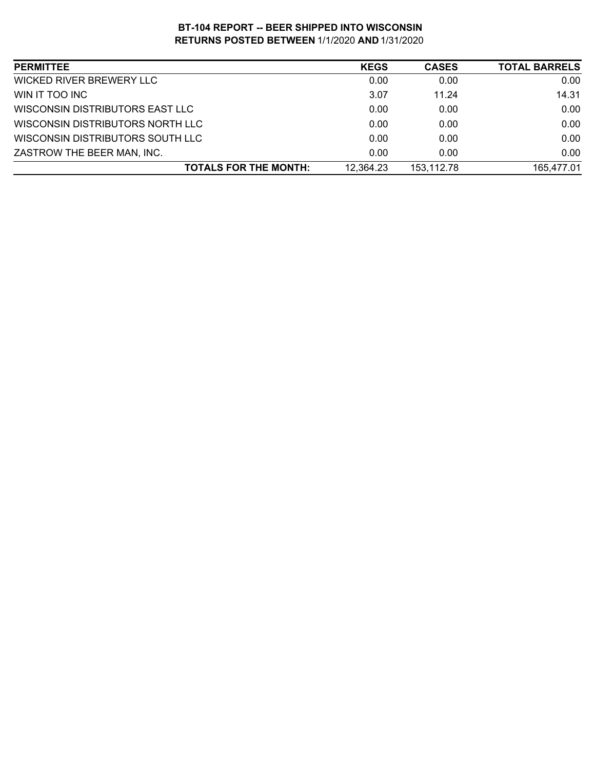**BT-104 REPORT -- BEER SHIPPED INTO WISCONSIN**
**RETURNS POSTED BETWEEN** 1/1/2020 **AND** 1/31/2020

| PERMITTEE | KEGS | CASES | TOTAL BARRELS |
|---|---|---|---|
| WICKED RIVER BREWERY LLC | 0.00 | 0.00 | 0.00 |
| WIN IT TOO INC | 3.07 | 11.24 | 14.31 |
| WISCONSIN DISTRIBUTORS EAST LLC | 0.00 | 0.00 | 0.00 |
| WISCONSIN DISTRIBUTORS NORTH LLC | 0.00 | 0.00 | 0.00 |
| WISCONSIN DISTRIBUTORS SOUTH LLC | 0.00 | 0.00 | 0.00 |
| ZASTROW THE BEER MAN, INC. | 0.00 | 0.00 | 0.00 |
| **TOTALS FOR THE MONTH:** | 12,364.23 | 153,112.78 | 165,477.01 |